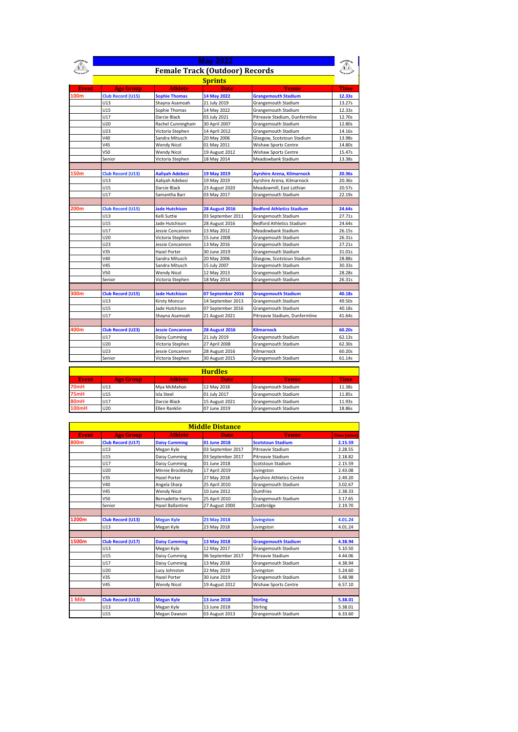# May 2022

## Female Track (Outdoor) Records

### Sprints

| Event | Age Group | Athlete | Date | Venue | Time |
|---|---|---|---|---|---|
| 100m | **Club Record (U15)** | **Sophie Thomas** | **14 May 2022** | **Grangemouth Stadium** | **12.33s** |
| | U13 | Shayna Asamoah | 21 July 2019 | Grangemouth Stadium | 13.27s |
| | U15 | Sophie Thomas | 14 May 2022 | Grangemouth Stadium | 12.33s |
| | U17 | Darcie Black | 03 July 2021 | Pitreavie Stadium, Dunfermline | 12.70s |
| | U20 | Rachel Cunningham | 30 April 2007 | Grangemouth Stadium | 12.80s |
| | U23 | Victoria Stephen | 14 April 2012 | Grangemouth Stadium | 14.16s |
| | V40 | Sandra Mitusch | 20 May 2006 | Glasgow, Scotstoun Stadium | 13.98s |
| | V45 | Wendy Nicol | 01 May 2011 | Wishaw Sports Centre | 14.80s |
| | V50 | Wendy Nicol | 19 August 2012 | Wishaw Sports Centre | 15.47s |
| | Senior | Victoria Stephen | 18 May 2014 | Meadowbank Stadium | 13.38s |
| | | | | | |
| 150m | **Club Record (U13)** | **Aaliyah Adebesi** | **19 May 2019** | **Ayrshire Arena, Kilmarnock** | **20.36s** |
| | U13 | Aaliyah Adebesi | 19 May 2019 | Ayrshire Arena, Kilmarnock | 20.36s |
| | U15 | Darcie Black | 23 August 2020 | Meadowmill, East Lothian | 20.57s |
| | U17 | Samantha Barr | 03 May 2017 | Grangemouth Stadium | 22.19s |
| | | | | | |
| 200m | **Club Record (U15)** | **Jade Hutchison** | **28 August 2016** | **Bedford Athletics Stadium** | **24.64s** |
| | U13 | Kelli Suttie | 03 September 2011 | Grangemouth Stadium | 27.71s |
| | U15 | Jade Hutchison | 28 August 2016 | Bedford Athletics Stadium | 24.64s |
| | U17 | Jessie Concannon | 13 May 2012 | Meadowbank Stadium | 26.15s |
| | U20 | Victoria Stephen | 15 June 2008 | Grangemouth Stadium | 26.31s |
| | U23 | Jessie Concannon | 13 May 2016 | Grangemouth Stadium | 27.21s |
| | V35 | Hazel Porter | 30 June 2019 | Grangemouth Stadium | 31.01s |
| | V40 | Sandra Mitusch | 20 May 2006 | Glasgow, Scotstoun Stadium | 28.88s |
| | V45 | Sandra Mitusch | 15 July 2007 | Grangemouth Stadium | 30.33s |
| | V50 | Wendy Nicol | 12 May 2013 | Grangemouth Stadium | 28.28s |
| | Senior | Victoria Stephen | 18 May 2014 | Grangemouth Stadium | 26.31s |
| | | | | | |
| 300m | **Club Record (U15)** | **Jade Hutchison** | **07 September 2016** | **Grangemouth Stadium** | **40.18s** |
| | U13 | Kirsty Moncur | 14 September 2013 | Grangemouth Stadium | 49.50s |
| | U15 | Jade Hutchison | 07 September 2016 | Grangemouth Stadium | 40.18s |
| | U17 | Shayna Asamoah | 21 August 2021 | Pitreavie Stadium, Dunfermline | 41.64s |
| | | | | | |
| 400m | **Club Record (U23)** | **Jessie Concannon** | **28 August 2016** | **Kilmarnock** | **60.20s** |
| | U17 | Daisy Cumming | 21 July 2019 | Grangemouth Stadium | 62.13s |
| | U20 | Victoria Stephen | 27 April 2008 | Grangemouth Stadium | 62.30s |
| | U23 | Jessie Concannon | 28 August 2016 | Kilmarnock | 60.20s |
| | Senior | Victoria Stephen | 30 August 2015 | Grangemouth Stadium | 61.14s |

### Hurdles

| Event | Age Group | Athlete | Date | Venue | Time |
|---|---|---|---|---|---|
| 70mH | U13 | Mya McMahon | 12 May 2018 | Grangemouth Stadium | 11.38s |
| 75mH | U15 | Isla Steel | 01 July 2017 | Grangemouth Stadium | 11.85s |
| 80mH | U17 | Darcie Black | 15 August 2021 | Grangemouth Stadium | 11.93s |
| 100mH | U20 | Ellen Ranklin | 07 June 2019 | Grangemouth Stadium | 18.86s |

### Middle Distance

| Event | Age Group | Athlete | Date | Venue | Time (mins) |
|---|---|---|---|---|---|
| 800m | **Club Record (U17)** | **Daisy Cumming** | **01 June 2018** | **Scotstoun Stadium** | **2.15.59** |
| | U13 | Megan Kyle | 03 September 2017 | Pitreavie Stadium | 2.28.55 |
| | U15 | Daisy Cumming | 03 September 2017 | Pitreavie Stadium | 2.18.82 |
| | U17 | Daisy Cumming | 01 June 2018 | Scotstoun Stadium | 2.15.59 |
| | U20 | Minnie Brocklesby | 17 April 2019 | Livingston | 2.43.08 |
| | V35 | Hazel Porter | 27 May 2018 | Ayrshire Athletics Centre | 2.49.20 |
| | V40 | Angela Sharp | 25 April 2010 | Grangemouth Stadium | 3.02.67 |
| | V45 | Wendy Nicol | 10 June 2012 | Dumfries | 2.38.33 |
| | V50 | Bernadette Harris | 25 April 2010 | Grangemouth Stadium | 3.17.65 |
| | Senior | Hazel Ballantine | 27 August 2000 | Coatbridge | 2.19.70 |
| | | | | | |
| 1200m | **Club Record (U13)** | **Megan Kyle** | **23 May 2018** | **Livingston** | **4.01.24** |
| | U13 | Megan Kyle | 23 May 2018 | Livingston | 4.01.24 |
| | | | | | |
| 1500m | **Club Record (U17)** | **Daisy Cumming** | **13 May 2018** | **Grangemouth Stadium** | **4.38.94** |
| | U13 | Megan Kyle | 12 May 2017 | Grangemouth Stadium | 5.10.50 |
| | U15 | Daisy Cumming | 06 September 2017 | Pitreavie Stadium | 4.44.06 |
| | U17 | Daisy Cumming | 13 May 2018 | Grangemouth Stadium | 4.38.94 |
| | U20 | Lucy Johnston | 22 May 2019 | Livingston | 5.24.60 |
| | V35 | Hazel Porter | 30 June 2019 | Grangemouth Stadium | 5.48.98 |
| | V45 | Wendy Nicol | 19 August 2012 | Wishaw Sports Centre | 6.57.10 |
| | | | | | |
| 1 Mile | **Club Record (U13)** | **Megan Kyle** | **13 June 2018** | **Stirling** | **5.38.01** |
| | U13 | Megan Kyle | 13 June 2018 | Stirling | 5.38.01 |
| | U15 | Megan Dawson | 03 August 2013 | Grangemouth Stadium | 6.33.60 |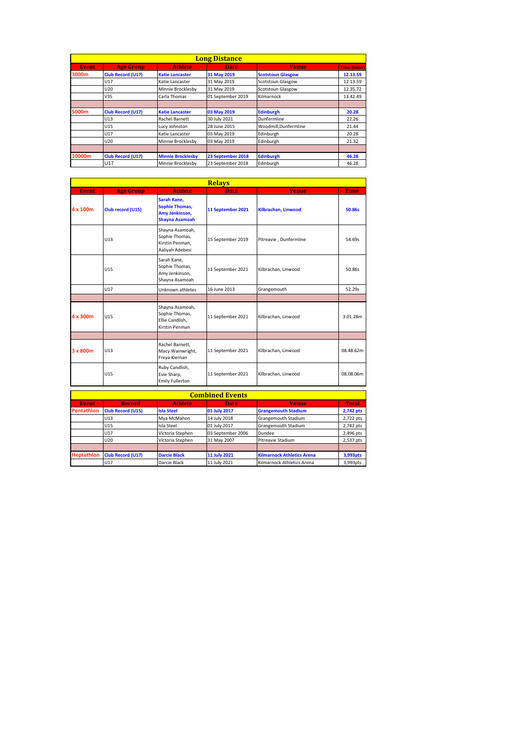## Long Distance

| Event | Age Group | Athlete | Date | Venue | Time (mins) |
|---|---|---|---|---|---|
| 3000m | **Club Record (U17)** | **Katie Lancaster** | **31 May 2019** | **Scotstoun Glasgow** | **12.13.59** |
| | U17 | Katie Lancaster | 31 May 2019 | Scotstoun Glasgow | 12.13.59 |
| | U20 | Minnie Brocklesby | 31 May 2019 | Scotstoun Glasgow | 12.35.72 |
| | V35 | Carla Thomas | 01 September 2019 | Kilmarnock | 13.42.49 |
| | | | | | |
| 5000m | **Club Record (U17)** | **Katie Lancaster** | **03 May 2019** | **Edinburgh** | **20.28** |
| | U13 | Rachel Barnett | 30 July 2021 | Dunfermline | 22.26 |
| | U15 | Lucy Johnston | 28 June 2015 | Woodmill,Dunfermline | 21.44 |
| | U17 | Katie Lancaster | 03 May 2019 | Edinburgh | 20.28 |
| | U20 | Minnie Brocklesby | 03 May 2019 | Edinburgh | 21.32 |
| | | | | | |
| 10000m | **Club Record (U17)** | **Minnie Brocklesby** | **23 September 2018** | **Edinburgh** | **46.28** |
| | U17 | Minnie Brocklesby | 23 September 2018 | Edinburgh | 46.28 |

## Relays

| Event | Age Group | Athlete | Date | Venue | Time |
|---|---|---|---|---|---|
| 4 x 100m | **Club record (U15)** | **Sarah Kane, Sophie Thomas, Amy Jenkinson, Shayna Asamoah** | **11 September 2021** | **Kilbrachan, Linwood** | **50.86s** |
| | U13 | Shayna Asamoah, Sophie Thomas, Kirstin Penman, Aaliyah Adebesi | 15 September 2019 | Pitreavie , Dunfermline | 54.69s |
| | U15 | Sarah Kane, Sophie Thomas, Amy Jenkinson, Shayna Asamoah | 11 September 2021 | Kilbrachan, Linwood | 50.86s |
| | U17 | Unknown athletes | 16 June 2013 | Grangemouth | 52.29s |
| | | | | | |
| 4 x 300m | U15 | Shayna Asamoah, Sophie Thomas, Ellie Candlish, Kirstin Penman | 11 September 2021 | Kilbrachan, Linwood | 3.01.28m |
| | | | | | |
| 3 x 800m | U13 | Rachel Barnett, Macy Wainwright, Freya Kiernan | 11 September 2021 | Kilbrachan, Linwood | 08.48.62m |
| | U15 | Ruby Candlish, Evie Sharp, Emily Fullerton | 11 September 2021 | Kilbrachan, Linwood | 08.08.06m |

## Combined Events

| Event | Record | Athlete | Date | Venue | Total |
|---|---|---|---|---|---|
| Pentathlon | **Club Record (U15)** | **Isla Steel** | **01 July 2017** | **Grangemouth Stadium** | **2,742 pts** |
| | U13 | Mya McMahon | 14 July 2018 | Grangemouth Stadium | 2,722 pts |
| | U15 | Isla Steel | 01 July 2017 | Grangemouth Stadium | 2,742 pts |
| | U17 | Victoria Stephen | 03 September 2006 | Dundee | 2,496 pts |
| | U20 | Victoria Stephen | 31 May 2007 | Pitreavie Stadium | 2,537 pts |
| | | | | | |
| Heptathlon | **Club Record (U17)** | **Darcie Black** | **11 July 2021** | **Kilmarnock Athletics Arena** | **3,993pts** |
| | U17 | Darcie Black | 11 July 2021 | Kilmarnock Athletics Arena | 3,993pts |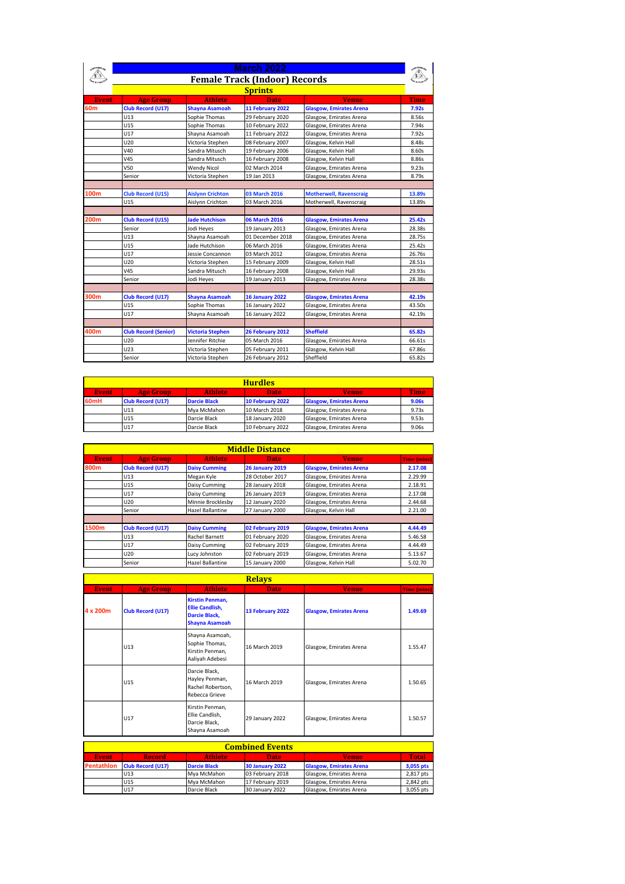# March 2022

## Female Track (Indoor) Records

### Sprints

| Event | Age Group | Athlete | Date | Venue | Time |
|---|---|---|---|---|---|
| 60m | **Club Record (U17)** | **Shayna Asamoah** | **11 February 2022** | **Glasgow, Emirates Arena** | **7.92s** |
| | U13 | Sophie Thomas | 29 February 2020 | Glasgow, Emirates Arena | 8.56s |
| | U15 | Sophie Thomas | 10 February 2022 | Glasgow, Emirates Arena | 7.94s |
| | U17 | Shayna Asamoah | 11 February 2022 | Glasgow, Emirates Arena | 7.92s |
| | U20 | Victoria Stephen | 08 February 2007 | Glasgow, Kelvin Hall | 8.48s |
| | V40 | Sandra Mitusch | 19 February 2006 | Glasgow, Kelvin Hall | 8.60s |
| | V45 | Sandra Mitusch | 16 February 2008 | Glasgow, Kelvin Hall | 8.86s |
| | V50 | Wendy Nicol | 02 March 2014 | Glasgow, Emirates Arena | 9.23s |
| | Senior | Victoria Stephen | 19 Jan 2013 | Glasgow, Emirates Arena | 8.79s |
| | | | | | |
| 100m | **Club Record (U15)** | **Aislynn Crichton** | **03 March 2016** | **Motherwell, Ravenscraig** | **13.89s** |
| | U15 | Aislynn Crichton | 03 March 2016 | Motherwell, Ravenscraig | 13.89s |
| | | | | | |
| 200m | **Club Record (U15)** | **Jade Hutchison** | **06 March 2016** | **Glasgow, Emirates Arena** | **25.42s** |
| | Senior | Jodi Heyes | 19 January 2013 | Glasgow, Emirates Arena | 28.38s |
| | U13 | Shayna Asamoah | 01 December 2018 | Glasgow, Emirates Arena | 28.75s |
| | U15 | Jade Hutchison | 06 March 2016 | Glasgow, Emirates Arena | 25.42s |
| | U17 | Jessie Concannon | 03 March 2012 | Glasgow, Emirates Arena | 26.76s |
| | U20 | Victoria Stephen | 15 February 2009 | Glasgow, Kelvin Hall | 28.51s |
| | V45 | Sandra Mitusch | 16 February 2008 | Glasgow, Kelvin Hall | 29.93s |
| | Senior | Jodi Heyes | 19 January 2013 | Glasgow, Emirates Arena | 28.38s |
| | | | | | |
| 300m | **Club Record (U17)** | **Shayna Asamoah** | **16 January 2022** | **Glasgow, Emirates Arena** | **42.19s** |
| | U15 | Sophie Thomas | 16 January 2022 | Glasgow, Emirates Arena | 43.50s |
| | U17 | Shayna Asamoah | 16 January 2022 | Glasgow, Emirates Arena | 42.19s |
| | | | | | |
| 400m | **Club Record (Senior)** | **Victoria Stephen** | **26 February 2012** | **Sheffield** | **65.82s** |
| | U20 | Jennifer Ritchie | 05 March 2016 | Glasgow, Emirates Arena | 66.61s |
| | U23 | Victoria Stephen | 05 February 2011 | Glasgow, Kelvin Hall | 67.86s |
| | Senior | Victoria Stephen | 26 February 2012 | Sheffield | 65.82s |

### Hurdles

| Event | Age Group | Athlete | Date | Venue | Time |
|---|---|---|---|---|---|
| 60mH | **Club Record (U17)** | **Darcie Black** | **10 February 2022** | **Glasgow, Emirates Arena** | **9.06s** |
| | U13 | Mya McMahon | 10 March 2018 | Glasgow, Emirates Arena | 9.73s |
| | U15 | Darcie Black | 18 January 2020 | Glasgow, Emirates Arena | 9.53s |
| | U17 | Darcie Black | 10 February 2022 | Glasgow, Emirates Arena | 9.06s |

### Middle Distance

| Event | Age Group | Athlete | Date | Venue | Time (mins) |
|---|---|---|---|---|---|
| 800m | **Club Record (U17)** | **Daisy Cumming** | **26 January 2019** | **Glasgow, Emirates Arena** | **2.17.08** |
| | U13 | Megan Kyle | 28 October 2017 | Glasgow, Emirates Arena | 2.29.99 |
| | U15 | Daisy Cumming | 28 January 2018 | Glasgow, Emirates Arena | 2.18.91 |
| | U17 | Daisy Cumming | 26 January 2019 | Glasgow, Emirates Arena | 2.17.08 |
| | U20 | Minnie Brocklesby | 12 January 2020 | Glasgow, Emirates Arena | 2.44.68 |
| | Senior | Hazel Ballantine | 27 January 2000 | Glasgow, Kelvin Hall | 2.21.00 |
| | | | | | |
| 1500m | **Club Record (U17)** | **Daisy Cumming** | **02 February 2019** | **Glasgow, Emirates Arena** | **4.44.49** |
| | U13 | Rachel Barnett | 01 February 2020 | Glasgow, Emirates Arena | 5.46.58 |
| | U17 | Daisy Cumming | 02 February 2019 | Glasgow, Emirates Arena | 4.44.49 |
| | U20 | Lucy Johnston | 02 February 2019 | Glasgow, Emirates Arena | 5.13.67 |
| | Senior | Hazel Ballantine | 15 January 2000 | Glasgow, Kelvin Hall | 5.02.70 |

### Relays

| Event | Age Group | Athlete | Date | Venue | Time (mins) |
|---|---|---|---|---|---|
| 4 x 200m | **Club Record (U17)** | **Kirstin Penman, Ellie Candlish, Darcie Black, Shayna Asamoah** | **13 February 2022** | **Glasgow, Emirates Arena** | **1.49.69** |
| | U13 | Shayna Asamoah, Sophie Thomas, Kirstin Penman, Aaliyah Adebesi | 16 March 2019 | Glasgow, Emirates Arena | 1.55.47 |
| | U15 | Darcie Black, Hayley Penman, Rachel Robertson, Rebecca Grieve | 16 March 2019 | Glasgow, Emirates Arena | 1.50.65 |
| | U17 | Kirstin Penman, Ellie Candlish, Darcie Black, Shayna Asamoah | 29 January 2022 | Glasgow, Emirates Arena | 1.50.57 |

### Combined Events

| Event | Record | Athlete | Date | Venue | Total |
|---|---|---|---|---|---|
| Pentathlon | **Club Record (U17)** | **Darcie Black** | **30 January 2022** | **Glasgow, Emirates Arena** | **3,055 pts** |
| | U13 | Mya McMahon | 03 February 2018 | Glasgow, Emirates Arena | 2,817 pts |
| | U15 | Mya McMahon | 17 February 2019 | Glasgow, Emirates Arena | 2,842 pts |
| | U17 | Darcie Black | 30 January 2022 | Glasgow, Emirates Arena | 3,055 pts |